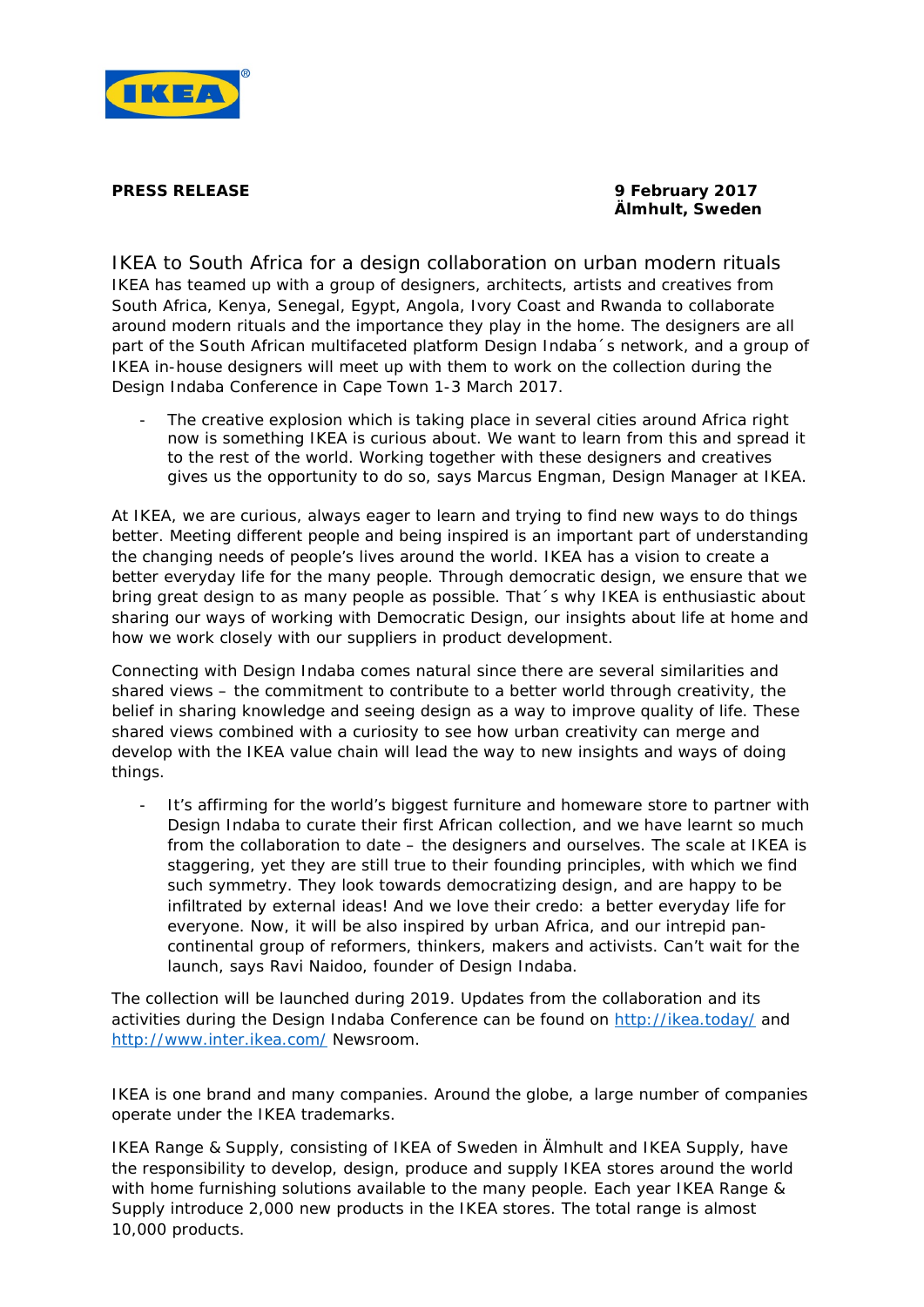**PRESS RELEASE**

**9 February 2017**
**Älmhult, Sweden**

# IKEA to South Africa for a design collaboration on urban modern rituals

IKEA has teamed up with a group of designers, architects, artists and creatives from South Africa, Kenya, Senegal, Egypt, Angola, Ivory Coast and Rwanda to collaborate around modern rituals and the importance they play in the home. The designers are all part of the South African multifaceted platform Design Indaba´s network, and a group of IKEA in-house designers will meet up with them to work on the collection during the Design Indaba Conference in Cape Town 1-3 March 2017.

- The creative explosion which is taking place in several cities around Africa right now is something IKEA is curious about. We want to learn from this and spread it to the rest of the world. Working together with these designers and creatives gives us the opportunity to do so, says Marcus Engman, Design Manager at IKEA.

At IKEA, we are curious, always eager to learn and trying to find new ways to do things better. Meeting different people and being inspired is an important part of understanding the changing needs of people's lives around the world. IKEA has a vision to create a better everyday life for the many people. Through democratic design, we ensure that we bring great design to as many people as possible. That´s why IKEA is enthusiastic about sharing our ways of working with Democratic Design, our insights about life at home and how we work closely with our suppliers in product development.

Connecting with Design Indaba comes natural since there are several similarities and shared views – the commitment to contribute to a better world through creativity, the belief in sharing knowledge and seeing design as a way to improve quality of life. These shared views combined with a curiosity to see how urban creativity can merge and develop with the IKEA value chain will lead the way to new insights and ways of doing things.

- It's affirming for the world's biggest furniture and homeware store to partner with Design Indaba to curate their first African collection, and we have learnt so much from the collaboration to date – the designers and ourselves. The scale at IKEA is staggering, yet they are still true to their founding principles, with which we find such symmetry. They look towards democratizing design, and are happy to be infiltrated by external ideas! And we love their credo: a better everyday life for everyone. Now, it will be also inspired by urban Africa, and our intrepid pan-continental group of reformers, thinkers, makers and activists. Can't wait for the launch, says Ravi Naidoo, founder of Design Indaba.

The collection will be launched during 2019. Updates from the collaboration and its activities during the Design Indaba Conference can be found on [http://ikea.today/](http://ikea.today/) and [http://www.inter.ikea.com/](http://www.inter.ikea.com/) Newsroom.

IKEA is one brand and many companies. Around the globe, a large number of companies operate under the IKEA trademarks.

IKEA Range & Supply, consisting of IKEA of Sweden in Älmhult and IKEA Supply, have the responsibility to develop, design, produce and supply IKEA stores around the world with home furnishing solutions available to the many people. Each year IKEA Range & Supply introduce 2,000 new products in the IKEA stores. The total range is almost 10,000 products.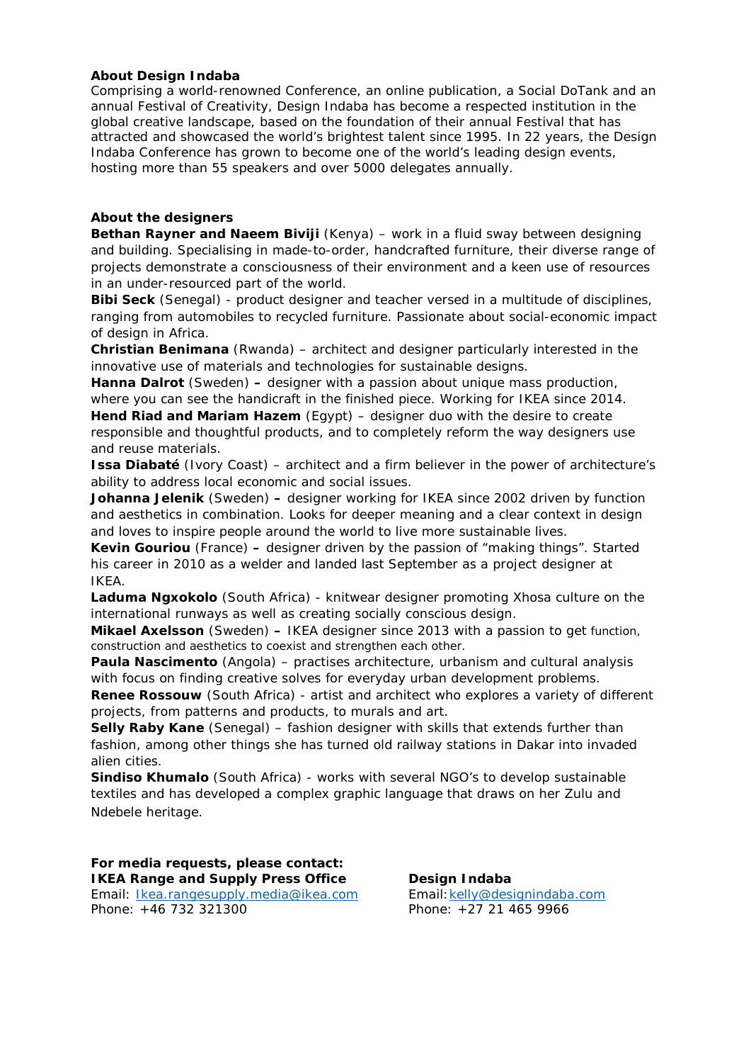**About Design Indaba**

Comprising a world-renowned Conference, an online publication, a Social DoTank and an annual Festival of Creativity, Design Indaba has become a respected institution in the global creative landscape, based on the foundation of their annual Festival that has attracted and showcased the world's brightest talent since 1995. In 22 years, the Design Indaba Conference has grown to become one of the world's leading design events, hosting more than 55 speakers and over 5000 delegates annually.

**About the designers**

**Bethan Rayner and Naeem Biviji** (Kenya) – work in a fluid sway between designing and building. Specialising in made-to-order, handcrafted furniture, their diverse range of projects demonstrate a consciousness of their environment and a keen use of resources in an under-resourced part of the world.

**Bibi Seck** (Senegal) - product designer and teacher versed in a multitude of disciplines, ranging from automobiles to recycled furniture. Passionate about social-economic impact of design in Africa.

**Christian Benimana** (Rwanda) – architect and designer particularly interested in the innovative use of materials and technologies for sustainable designs.

**Hanna Dalrot** (Sweden) **–** designer with a passion about unique mass production, where you can see the handicraft in the finished piece. Working for IKEA since 2014.

**Hend Riad and Mariam Hazem** (Egypt) – designer duo with the desire to create responsible and thoughtful products, and to completely reform the way designers use and reuse materials.

**Issa Diabaté** (Ivory Coast) – architect and a firm believer in the power of architecture's ability to address local economic and social issues.

**Johanna Jelenik** (Sweden) **–** designer working for IKEA since 2002 driven by function and aesthetics in combination. Looks for deeper meaning and a clear context in design and loves to inspire people around the world to live more sustainable lives.

**Kevin Gouriou** (France) **–** designer driven by the passion of "making things". Started his career in 2010 as a welder and landed last September as a project designer at IKEA.

**Laduma Ngxokolo** (South Africa) - knitwear designer promoting Xhosa culture on the international runways as well as creating socially conscious design.

**Mikael Axelsson** (Sweden) **–** IKEA designer since 2013 with a passion to get function, construction and aesthetics to coexist and strengthen each other.

**Paula Nascimento** (Angola) – practises architecture, urbanism and cultural analysis with focus on finding creative solves for everyday urban development problems.

**Renee Rossouw** (South Africa) - artist and architect who explores a variety of different projects, from patterns and products, to murals and art.

**Selly Raby Kane** (Senegal) – fashion designer with skills that extends further than fashion, among other things she has turned old railway stations in Dakar into invaded alien cities.

**Sindiso Khumalo** (South Africa) - works with several NGO's to develop sustainable textiles and has developed a complex graphic language that draws on her Zulu and Ndebele heritage.

**For media requests, please contact:**

**IKEA Range and Supply Press Office**
Email: Ikea.rangesupply.media@ikea.com
Phone: +46 732 321300

**Design Indaba**
Email: kelly@designindaba.com
Phone: +27 21 465 9966